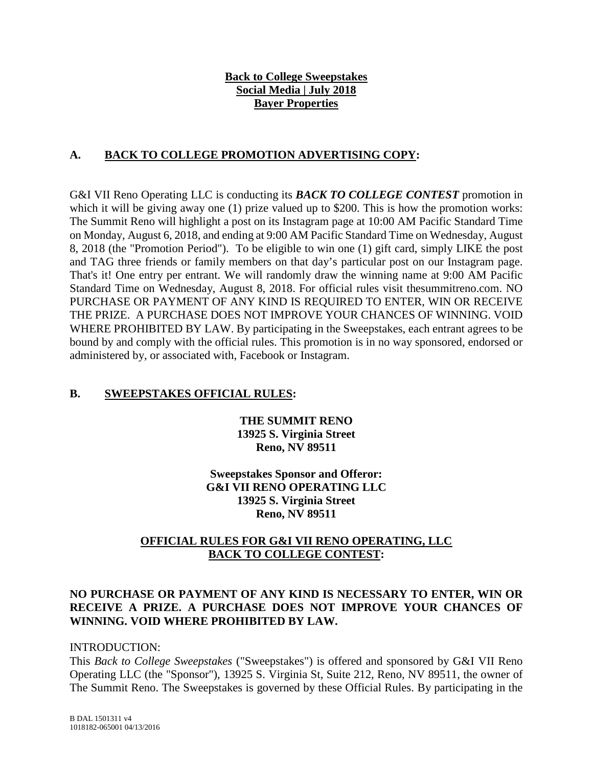**Back to College Sweepstakes**
**Social Media | July 2018**
**Bayer Properties**

## A. BACK TO COLLEGE PROMOTION ADVERTISING COPY:

G&I VII Reno Operating LLC is conducting its ***BACK TO COLLEGE CONTEST*** promotion in which it will be giving away one (1) prize valued up to $200. This is how the promotion works: The Summit Reno will highlight a post on its Instagram page at 10:00 AM Pacific Standard Time on Monday, August 6, 2018, and ending at 9:00 AM Pacific Standard Time on Wednesday, August 8, 2018 (the "Promotion Period"). To be eligible to win one (1) gift card, simply LIKE the post and TAG three friends or family members on that day's particular post on our Instagram page. That's it! One entry per entrant. We will randomly draw the winning name at 9:00 AM Pacific Standard Time on Wednesday, August 8, 2018. For official rules visit thesummitreno.com. NO PURCHASE OR PAYMENT OF ANY KIND IS REQUIRED TO ENTER, WIN OR RECEIVE THE PRIZE. A PURCHASE DOES NOT IMPROVE YOUR CHANCES OF WINNING. VOID WHERE PROHIBITED BY LAW. By participating in the Sweepstakes, each entrant agrees to be bound by and comply with the official rules. This promotion is in no way sponsored, endorsed or administered by, or associated with, Facebook or Instagram.

## B. SWEEPSTAKES OFFICIAL RULES:

**THE SUMMIT RENO**
**13925 S. Virginia Street**
**Reno, NV 89511**

**Sweepstakes Sponsor and Offeror:**
**G&I VII RENO OPERATING LLC**
**13925 S. Virginia Street**
**Reno, NV 89511**

**OFFICIAL RULES FOR G&I VII RENO OPERATING, LLC BACK TO COLLEGE CONTEST:**

**NO PURCHASE OR PAYMENT OF ANY KIND IS NECESSARY TO ENTER, WIN OR RECEIVE A PRIZE. A PURCHASE DOES NOT IMPROVE YOUR CHANCES OF WINNING. VOID WHERE PROHIBITED BY LAW.**

INTRODUCTION:

This *Back to College Sweepstakes* ("Sweepstakes") is offered and sponsored by G&I VII Reno Operating LLC (the "Sponsor"), 13925 S. Virginia St, Suite 212, Reno, NV 89511, the owner of The Summit Reno. The Sweepstakes is governed by these Official Rules. By participating in the

B DAL 1501311 v4
1018182-065001 04/13/2016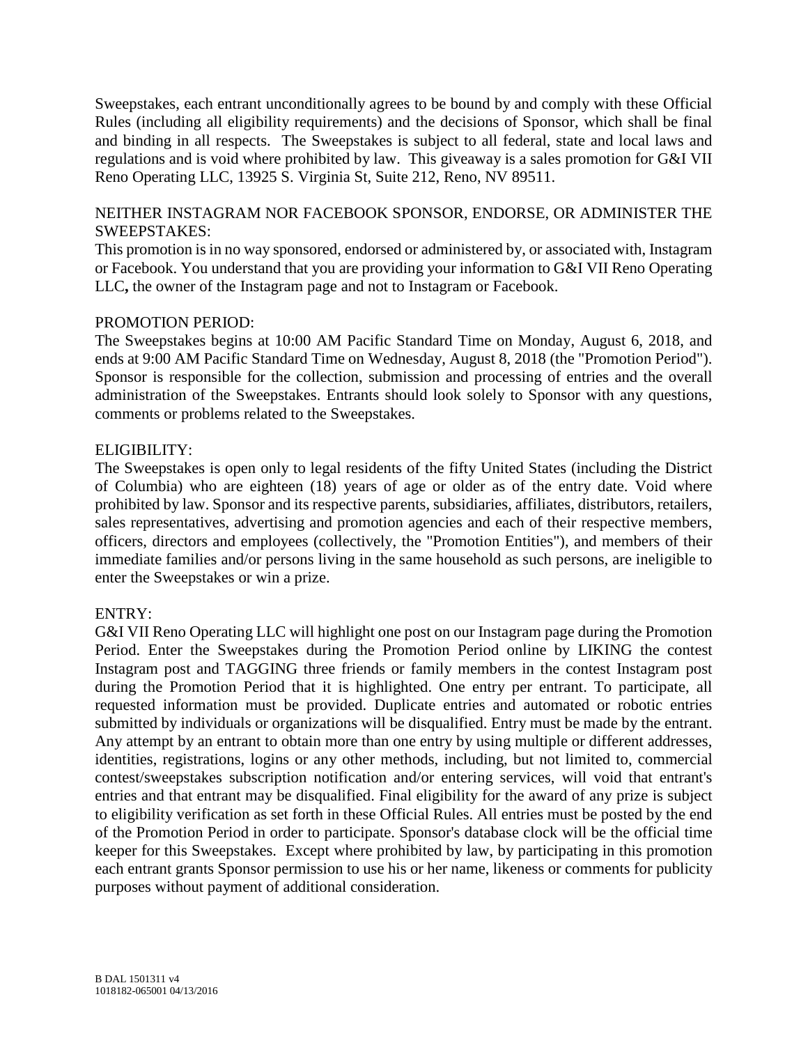Sweepstakes, each entrant unconditionally agrees to be bound by and comply with these Official Rules (including all eligibility requirements) and the decisions of Sponsor, which shall be final and binding in all respects. The Sweepstakes is subject to all federal, state and local laws and regulations and is void where prohibited by law. This giveaway is a sales promotion for G&I VII Reno Operating LLC, 13925 S. Virginia St, Suite 212, Reno, NV 89511.

NEITHER INSTAGRAM NOR FACEBOOK SPONSOR, ENDORSE, OR ADMINISTER THE SWEEPSTAKES:

This promotion is in no way sponsored, endorsed or administered by, or associated with, Instagram or Facebook. You understand that you are providing your information to G&I VII Reno Operating LLC**,** the owner of the Instagram page and not to Instagram or Facebook.

PROMOTION PERIOD:

The Sweepstakes begins at 10:00 AM Pacific Standard Time on Monday, August 6, 2018, and ends at 9:00 AM Pacific Standard Time on Wednesday, August 8, 2018 (the "Promotion Period"). Sponsor is responsible for the collection, submission and processing of entries and the overall administration of the Sweepstakes. Entrants should look solely to Sponsor with any questions, comments or problems related to the Sweepstakes.

ELIGIBILITY:

The Sweepstakes is open only to legal residents of the fifty United States (including the District of Columbia) who are eighteen (18) years of age or older as of the entry date. Void where prohibited by law. Sponsor and its respective parents, subsidiaries, affiliates, distributors, retailers, sales representatives, advertising and promotion agencies and each of their respective members, officers, directors and employees (collectively, the "Promotion Entities"), and members of their immediate families and/or persons living in the same household as such persons, are ineligible to enter the Sweepstakes or win a prize.

ENTRY:

G&I VII Reno Operating LLC will highlight one post on our Instagram page during the Promotion Period. Enter the Sweepstakes during the Promotion Period online by LIKING the contest Instagram post and TAGGING three friends or family members in the contest Instagram post during the Promotion Period that it is highlighted. One entry per entrant. To participate, all requested information must be provided. Duplicate entries and automated or robotic entries submitted by individuals or organizations will be disqualified. Entry must be made by the entrant. Any attempt by an entrant to obtain more than one entry by using multiple or different addresses, identities, registrations, logins or any other methods, including, but not limited to, commercial contest/sweepstakes subscription notification and/or entering services, will void that entrant's entries and that entrant may be disqualified. Final eligibility for the award of any prize is subject to eligibility verification as set forth in these Official Rules. All entries must be posted by the end of the Promotion Period in order to participate. Sponsor's database clock will be the official time keeper for this Sweepstakes. Except where prohibited by law, by participating in this promotion each entrant grants Sponsor permission to use his or her name, likeness or comments for publicity purposes without payment of additional consideration.

B DAL 1501311 v4
1018182-065001 04/13/2016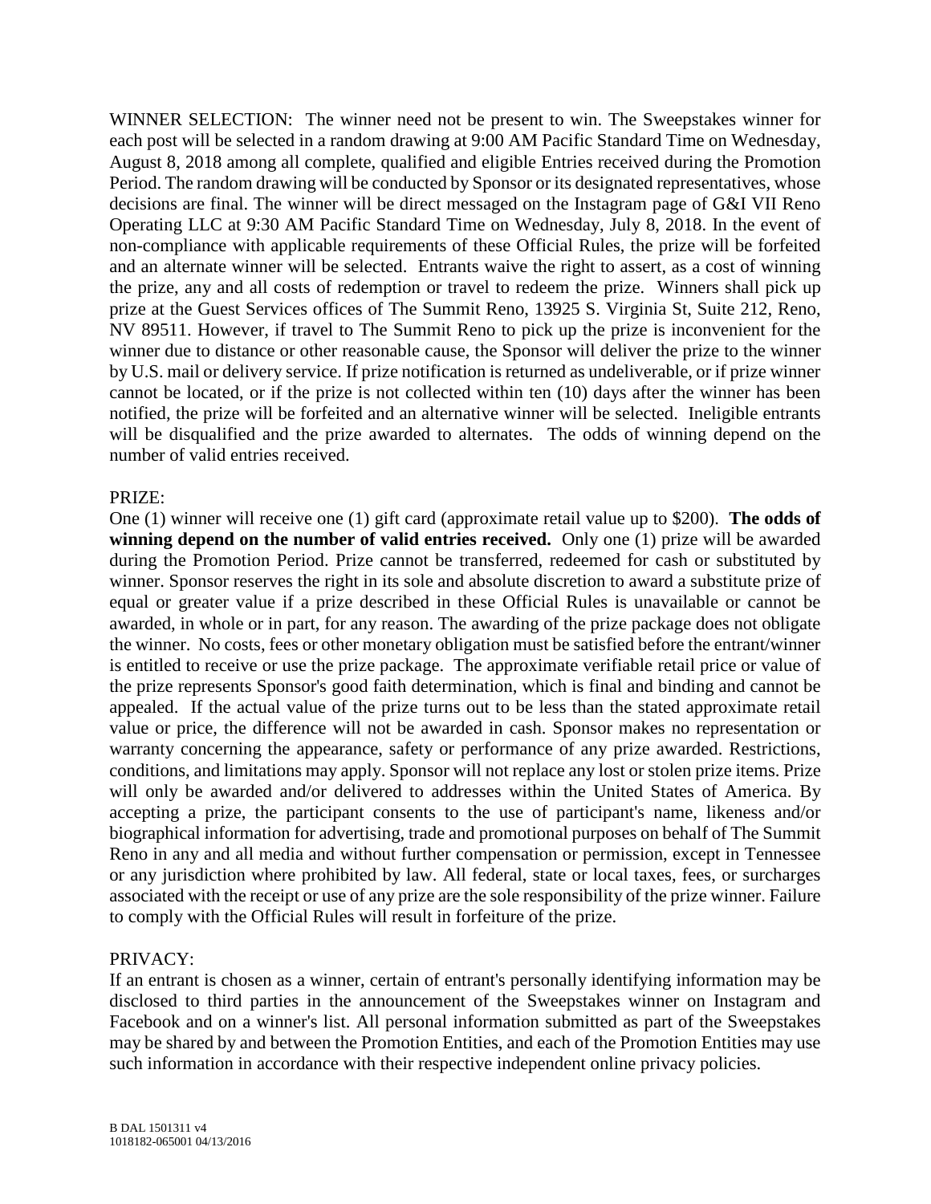WINNER SELECTION: The winner need not be present to win. The Sweepstakes winner for each post will be selected in a random drawing at 9:00 AM Pacific Standard Time on Wednesday, August 8, 2018 among all complete, qualified and eligible Entries received during the Promotion Period. The random drawing will be conducted by Sponsor or its designated representatives, whose decisions are final. The winner will be direct messaged on the Instagram page of G&I VII Reno Operating LLC at 9:30 AM Pacific Standard Time on Wednesday, July 8, 2018. In the event of non-compliance with applicable requirements of these Official Rules, the prize will be forfeited and an alternate winner will be selected. Entrants waive the right to assert, as a cost of winning the prize, any and all costs of redemption or travel to redeem the prize. Winners shall pick up prize at the Guest Services offices of The Summit Reno, 13925 S. Virginia St, Suite 212, Reno, NV 89511. However, if travel to The Summit Reno to pick up the prize is inconvenient for the winner due to distance or other reasonable cause, the Sponsor will deliver the prize to the winner by U.S. mail or delivery service. If prize notification is returned as undeliverable, or if prize winner cannot be located, or if the prize is not collected within ten (10) days after the winner has been notified, the prize will be forfeited and an alternative winner will be selected. Ineligible entrants will be disqualified and the prize awarded to alternates. The odds of winning depend on the number of valid entries received.

PRIZE:
One (1) winner will receive one (1) gift card (approximate retail value up to $200). **The odds of winning depend on the number of valid entries received.** Only one (1) prize will be awarded during the Promotion Period. Prize cannot be transferred, redeemed for cash or substituted by winner. Sponsor reserves the right in its sole and absolute discretion to award a substitute prize of equal or greater value if a prize described in these Official Rules is unavailable or cannot be awarded, in whole or in part, for any reason. The awarding of the prize package does not obligate the winner. No costs, fees or other monetary obligation must be satisfied before the entrant/winner is entitled to receive or use the prize package. The approximate verifiable retail price or value of the prize represents Sponsor's good faith determination, which is final and binding and cannot be appealed. If the actual value of the prize turns out to be less than the stated approximate retail value or price, the difference will not be awarded in cash. Sponsor makes no representation or warranty concerning the appearance, safety or performance of any prize awarded. Restrictions, conditions, and limitations may apply. Sponsor will not replace any lost or stolen prize items. Prize will only be awarded and/or delivered to addresses within the United States of America. By accepting a prize, the participant consents to the use of participant's name, likeness and/or biographical information for advertising, trade and promotional purposes on behalf of The Summit Reno in any and all media and without further compensation or permission, except in Tennessee or any jurisdiction where prohibited by law. All federal, state or local taxes, fees, or surcharges associated with the receipt or use of any prize are the sole responsibility of the prize winner. Failure to comply with the Official Rules will result in forfeiture of the prize.

PRIVACY:
If an entrant is chosen as a winner, certain of entrant's personally identifying information may be disclosed to third parties in the announcement of the Sweepstakes winner on Instagram and Facebook and on a winner's list. All personal information submitted as part of the Sweepstakes may be shared by and between the Promotion Entities, and each of the Promotion Entities may use such information in accordance with their respective independent online privacy policies.

B DAL 1501311 v4
1018182-065001 04/13/2016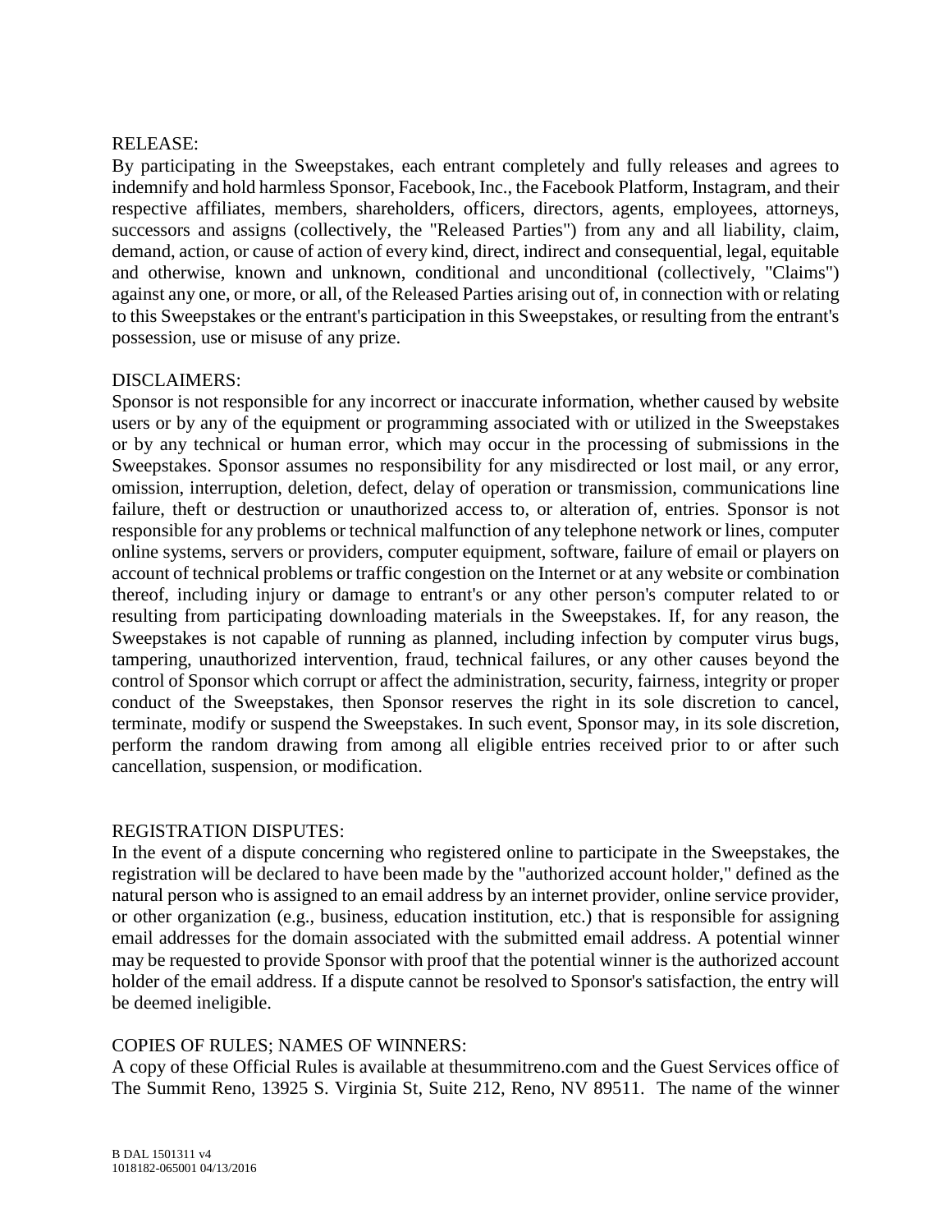RELEASE:
By participating in the Sweepstakes, each entrant completely and fully releases and agrees to indemnify and hold harmless Sponsor, Facebook, Inc., the Facebook Platform, Instagram, and their respective affiliates, members, shareholders, officers, directors, agents, employees, attorneys, successors and assigns (collectively, the "Released Parties") from any and all liability, claim, demand, action, or cause of action of every kind, direct, indirect and consequential, legal, equitable and otherwise, known and unknown, conditional and unconditional (collectively, "Claims") against any one, or more, or all, of the Released Parties arising out of, in connection with or relating to this Sweepstakes or the entrant's participation in this Sweepstakes, or resulting from the entrant's possession, use or misuse of any prize.

DISCLAIMERS:
Sponsor is not responsible for any incorrect or inaccurate information, whether caused by website users or by any of the equipment or programming associated with or utilized in the Sweepstakes or by any technical or human error, which may occur in the processing of submissions in the Sweepstakes. Sponsor assumes no responsibility for any misdirected or lost mail, or any error, omission, interruption, deletion, defect, delay of operation or transmission, communications line failure, theft or destruction or unauthorized access to, or alteration of, entries. Sponsor is not responsible for any problems or technical malfunction of any telephone network or lines, computer online systems, servers or providers, computer equipment, software, failure of email or players on account of technical problems or traffic congestion on the Internet or at any website or combination thereof, including injury or damage to entrant's or any other person's computer related to or resulting from participating downloading materials in the Sweepstakes. If, for any reason, the Sweepstakes is not capable of running as planned, including infection by computer virus bugs, tampering, unauthorized intervention, fraud, technical failures, or any other causes beyond the control of Sponsor which corrupt or affect the administration, security, fairness, integrity or proper conduct of the Sweepstakes, then Sponsor reserves the right in its sole discretion to cancel, terminate, modify or suspend the Sweepstakes. In such event, Sponsor may, in its sole discretion, perform the random drawing from among all eligible entries received prior to or after such cancellation, suspension, or modification.

REGISTRATION DISPUTES:
In the event of a dispute concerning who registered online to participate in the Sweepstakes, the registration will be declared to have been made by the "authorized account holder," defined as the natural person who is assigned to an email address by an internet provider, online service provider, or other organization (e.g., business, education institution, etc.) that is responsible for assigning email addresses for the domain associated with the submitted email address. A potential winner may be requested to provide Sponsor with proof that the potential winner is the authorized account holder of the email address. If a dispute cannot be resolved to Sponsor's satisfaction, the entry will be deemed ineligible.

COPIES OF RULES; NAMES OF WINNERS:
A copy of these Official Rules is available at thesummitreno.com and the Guest Services office of The Summit Reno, 13925 S. Virginia St, Suite 212, Reno, NV 89511. The name of the winner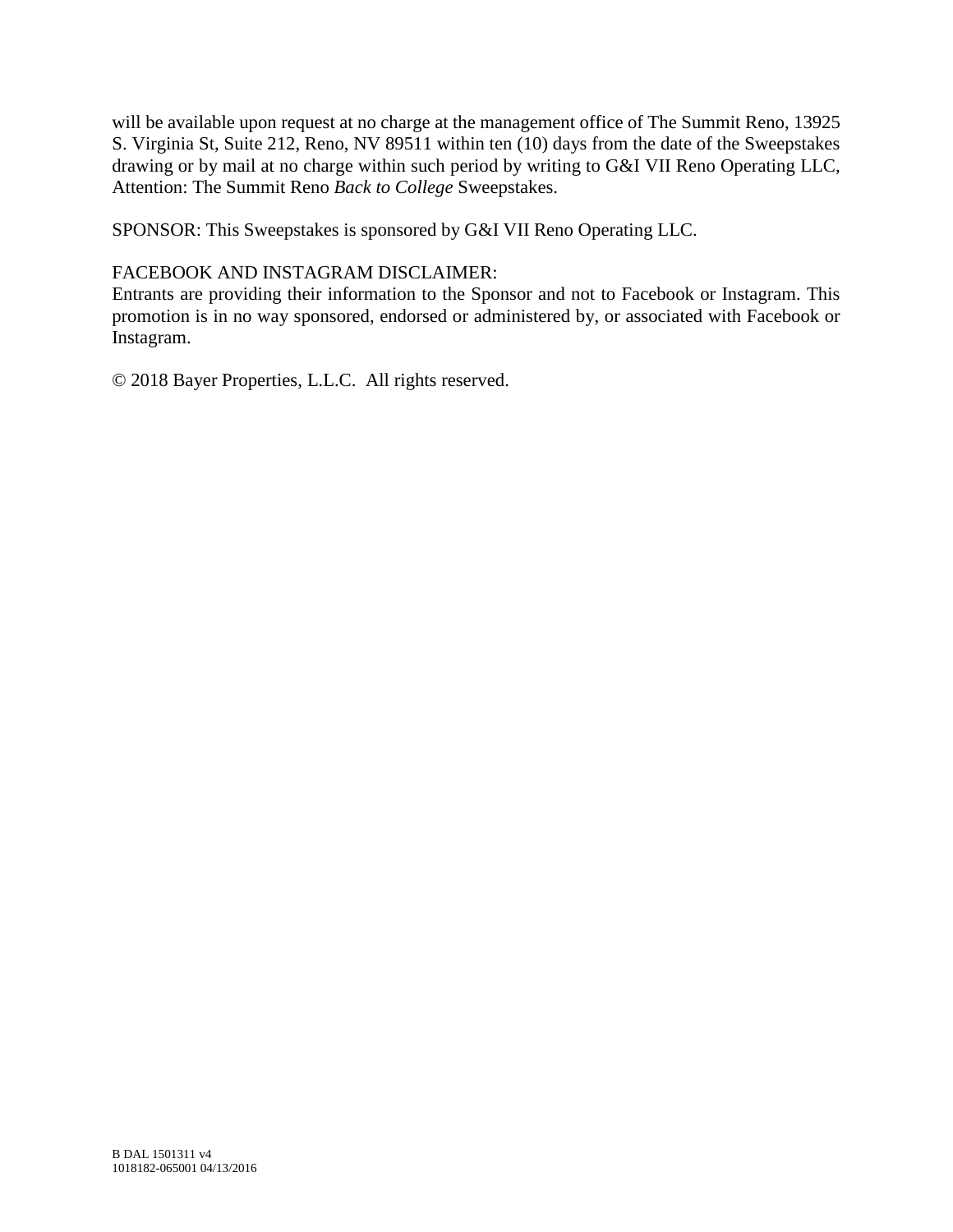will be available upon request at no charge at the management office of The Summit Reno, 13925 S. Virginia St, Suite 212, Reno, NV 89511 within ten (10) days from the date of the Sweepstakes drawing or by mail at no charge within such period by writing to G&I VII Reno Operating LLC, Attention: The Summit Reno *Back to College* Sweepstakes.

SPONSOR: This Sweepstakes is sponsored by G&I VII Reno Operating LLC.

FACEBOOK AND INSTAGRAM DISCLAIMER:
Entrants are providing their information to the Sponsor and not to Facebook or Instagram. This promotion is in no way sponsored, endorsed or administered by, or associated with Facebook or Instagram.

© 2018 Bayer Properties, L.L.C. All rights reserved.

B DAL 1501311 v4
1018182-065001 04/13/2016